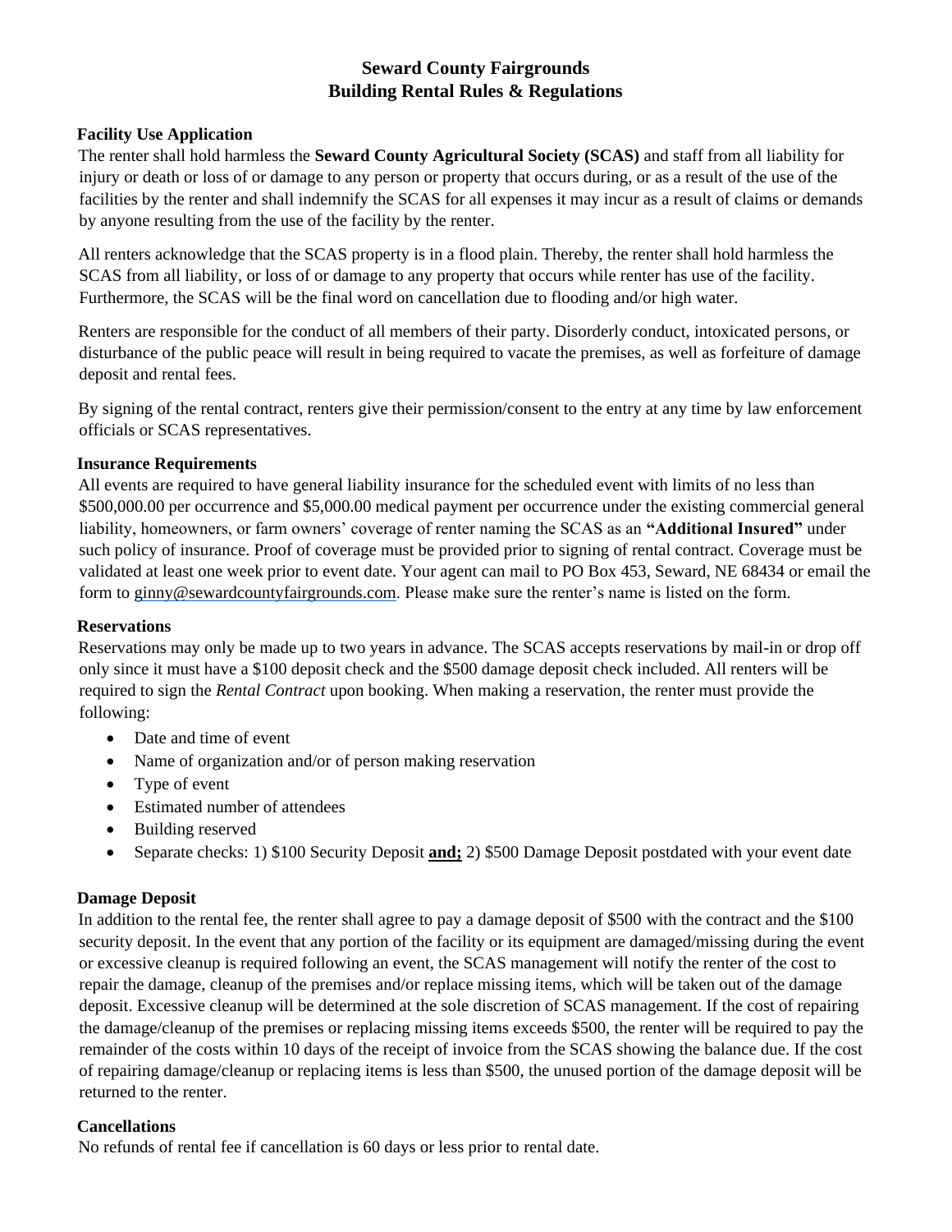# Seward County Fairgrounds
# Building Rental Rules & Regulations

## Facility Use Application

The renter shall hold harmless the **Seward County Agricultural Society (SCAS)** and staff from all liability for injury or death or loss of or damage to any person or property that occurs during, or as a result of the use of the facilities by the renter and shall indemnify the SCAS for all expenses it may incur as a result of claims or demands by anyone resulting from the use of the facility by the renter.

All renters acknowledge that the SCAS property is in a flood plain. Thereby, the renter shall hold harmless the SCAS from all liability, or loss of or damage to any property that occurs while renter has use of the facility. Furthermore, the SCAS will be the final word on cancellation due to flooding and/or high water.

Renters are responsible for the conduct of all members of their party. Disorderly conduct, intoxicated persons, or disturbance of the public peace will result in being required to vacate the premises, as well as forfeiture of damage deposit and rental fees.

By signing of the rental contract, renters give their permission/consent to the entry at any time by law enforcement officials or SCAS representatives.

## Insurance Requirements

All events are required to have general liability insurance for the scheduled event with limits of no less than $500,000.00 per occurrence and $5,000.00 medical payment per occurrence under the existing commercial general liability, homeowners, or farm owners' coverage of renter naming the SCAS as an **"Additional Insured"** under such policy of insurance. Proof of coverage must be provided prior to signing of rental contract. Coverage must be validated at least one week prior to event date. Your agent can mail to PO Box 453, Seward, NE 68434 or email the form to ginny@sewardcountyfairgrounds.com. Please make sure the renter's name is listed on the form.

## Reservations

Reservations may only be made up to two years in advance. The SCAS accepts reservations by mail-in or drop off only since it must have a $100 deposit check and the $500 damage deposit check included. All renters will be required to sign the *Rental Contract* upon booking. When making a reservation, the renter must provide the following:

- Date and time of event
- Name of organization and/or of person making reservation
- Type of event
- Estimated number of attendees
- Building reserved
- Separate checks: 1) $100 Security Deposit **and;** 2) $500 Damage Deposit postdated with your event date

## Damage Deposit

In addition to the rental fee, the renter shall agree to pay a damage deposit of $500 with the contract and the $100 security deposit. In the event that any portion of the facility or its equipment are damaged/missing during the event or excessive cleanup is required following an event, the SCAS management will notify the renter of the cost to repair the damage, cleanup of the premises and/or replace missing items, which will be taken out of the damage deposit. Excessive cleanup will be determined at the sole discretion of SCAS management. If the cost of repairing the damage/cleanup of the premises or replacing missing items exceeds $500, the renter will be required to pay the remainder of the costs within 10 days of the receipt of invoice from the SCAS showing the balance due. If the cost of repairing damage/cleanup or replacing items is less than $500, the unused portion of the damage deposit will be returned to the renter.

## Cancellations

No refunds of rental fee if cancellation is 60 days or less prior to rental date.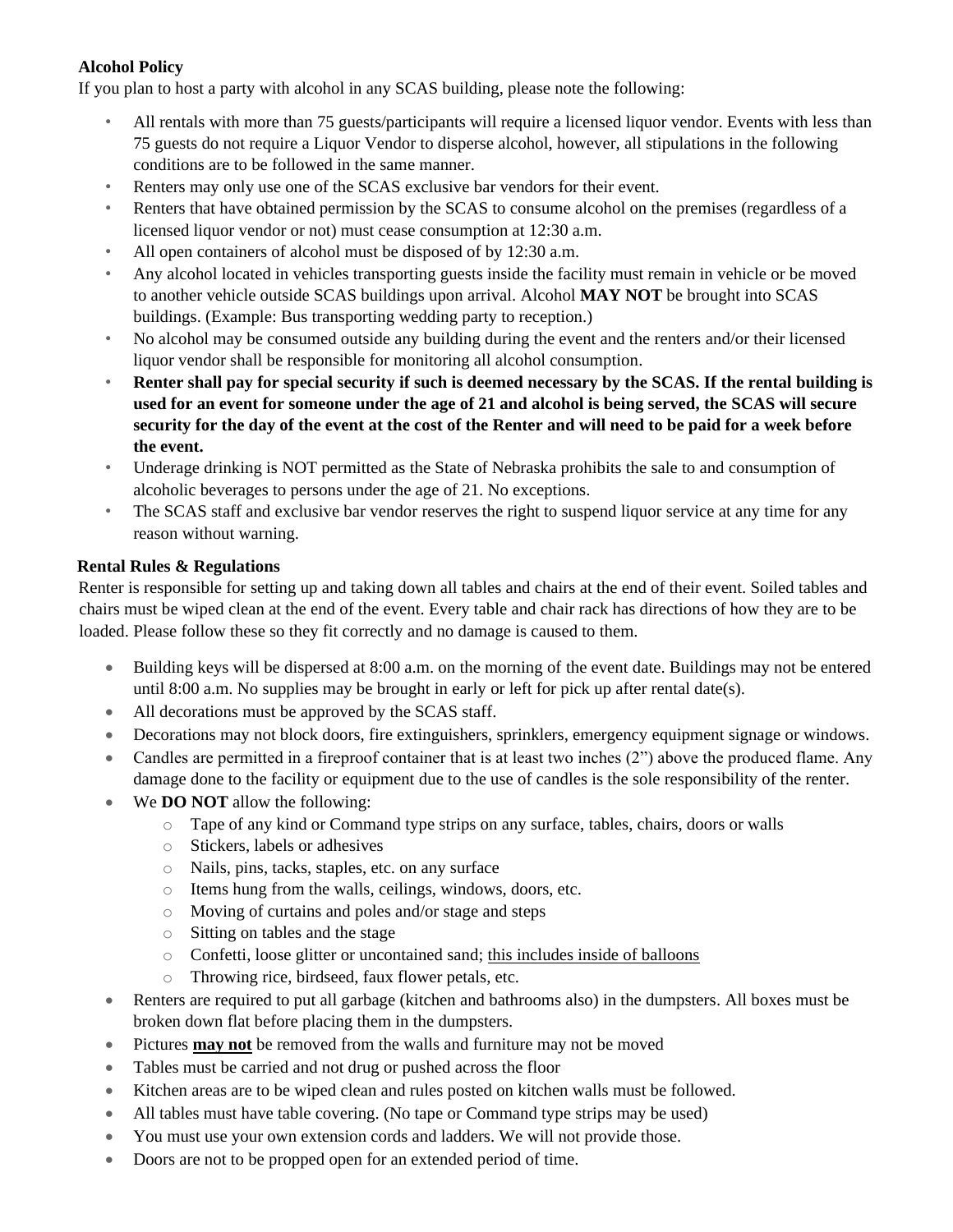**Alcohol Policy**

If you plan to host a party with alcohol in any SCAS building, please note the following:

- All rentals with more than 75 guests/participants will require a licensed liquor vendor. Events with less than 75 guests do not require a Liquor Vendor to disperse alcohol, however, all stipulations in the following conditions are to be followed in the same manner.
- Renters may only use one of the SCAS exclusive bar vendors for their event.
- Renters that have obtained permission by the SCAS to consume alcohol on the premises (regardless of a licensed liquor vendor or not) must cease consumption at 12:30 a.m.
- All open containers of alcohol must be disposed of by 12:30 a.m.
- Any alcohol located in vehicles transporting guests inside the facility must remain in vehicle or be moved to another vehicle outside SCAS buildings upon arrival. Alcohol **MAY NOT** be brought into SCAS buildings. (Example: Bus transporting wedding party to reception.)
- No alcohol may be consumed outside any building during the event and the renters and/or their licensed liquor vendor shall be responsible for monitoring all alcohol consumption.
- **Renter shall pay for special security if such is deemed necessary by the SCAS. If the rental building is used for an event for someone under the age of 21 and alcohol is being served, the SCAS will secure security for the day of the event at the cost of the Renter and will need to be paid for a week before the event.**
- Underage drinking is NOT permitted as the State of Nebraska prohibits the sale to and consumption of alcoholic beverages to persons under the age of 21. No exceptions.
- The SCAS staff and exclusive bar vendor reserves the right to suspend liquor service at any time for any reason without warning.

**Rental Rules & Regulations**

Renter is responsible for setting up and taking down all tables and chairs at the end of their event. Soiled tables and chairs must be wiped clean at the end of the event. Every table and chair rack has directions of how they are to be loaded. Please follow these so they fit correctly and no damage is caused to them.

- Building keys will be dispersed at 8:00 a.m. on the morning of the event date. Buildings may not be entered until 8:00 a.m. No supplies may be brought in early or left for pick up after rental date(s).
- All decorations must be approved by the SCAS staff.
- Decorations may not block doors, fire extinguishers, sprinklers, emergency equipment signage or windows.
- Candles are permitted in a fireproof container that is at least two inches (2") above the produced flame. Any damage done to the facility or equipment due to the use of candles is the sole responsibility of the renter.
- We **DO NOT** allow the following:
  - Tape of any kind or Command type strips on any surface, tables, chairs, doors or walls
  - Stickers, labels or adhesives
  - Nails, pins, tacks, staples, etc. on any surface
  - Items hung from the walls, ceilings, windows, doors, etc.
  - Moving of curtains and poles and/or stage and steps
  - Sitting on tables and the stage
  - Confetti, loose glitter or uncontained sand; <u>this includes inside of balloons</u>
  - Throwing rice, birdseed, faux flower petals, etc.
- Renters are required to put all garbage (kitchen and bathrooms also) in the dumpsters. All boxes must be broken down flat before placing them in the dumpsters.
- Pictures <u>**may not**</u> be removed from the walls and furniture may not be moved
- Tables must be carried and not drug or pushed across the floor
- Kitchen areas are to be wiped clean and rules posted on kitchen walls must be followed.
- All tables must have table covering. (No tape or Command type strips may be used)
- You must use your own extension cords and ladders. We will not provide those.
- Doors are not to be propped open for an extended period of time.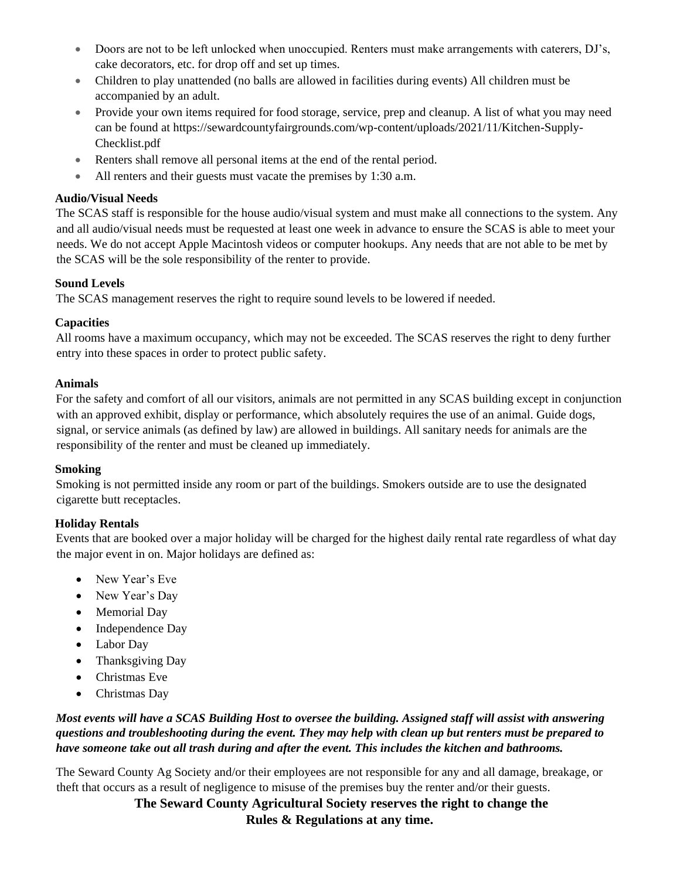- Doors are not to be left unlocked when unoccupied. Renters must make arrangements with caterers, DJ's, cake decorators, etc. for drop off and set up times.
- Children to play unattended (no balls are allowed in facilities during events) All children must be accompanied by an adult.
- Provide your own items required for food storage, service, prep and cleanup. A list of what you may need can be found at https://sewardcountyfairgrounds.com/wp-content/uploads/2021/11/Kitchen-Supply-Checklist.pdf
- Renters shall remove all personal items at the end of the rental period.
- All renters and their guests must vacate the premises by 1:30 a.m.

**Audio/Visual Needs**

The SCAS staff is responsible for the house audio/visual system and must make all connections to the system. Any and all audio/visual needs must be requested at least one week in advance to ensure the SCAS is able to meet your needs. We do not accept Apple Macintosh videos or computer hookups. Any needs that are not able to be met by the SCAS will be the sole responsibility of the renter to provide.

**Sound Levels**

The SCAS management reserves the right to require sound levels to be lowered if needed.

**Capacities**

All rooms have a maximum occupancy, which may not be exceeded. The SCAS reserves the right to deny further entry into these spaces in order to protect public safety.

**Animals**

For the safety and comfort of all our visitors, animals are not permitted in any SCAS building except in conjunction with an approved exhibit, display or performance, which absolutely requires the use of an animal. Guide dogs, signal, or service animals (as defined by law) are allowed in buildings. All sanitary needs for animals are the responsibility of the renter and must be cleaned up immediately.

**Smoking**

Smoking is not permitted inside any room or part of the buildings. Smokers outside are to use the designated cigarette butt receptacles.

**Holiday Rentals**

Events that are booked over a major holiday will be charged for the highest daily rental rate regardless of what day the major event in on. Major holidays are defined as:

- New Year's Eve
- New Year's Day
- Memorial Day
- Independence Day
- Labor Day
- Thanksgiving Day
- Christmas Eve
- Christmas Day

***Most events will have a SCAS Building Host to oversee the building. Assigned staff will assist with answering questions and troubleshooting during the event. They may help with clean up but renters must be prepared to have someone take out all trash during and after the event. This includes the kitchen and bathrooms.***

The Seward County Ag Society and/or their employees are not responsible for any and all damage, breakage, or theft that occurs as a result of negligence to misuse of the premises buy the renter and/or their guests.

**The Seward County Agricultural Society reserves the right to change the Rules & Regulations at any time.**